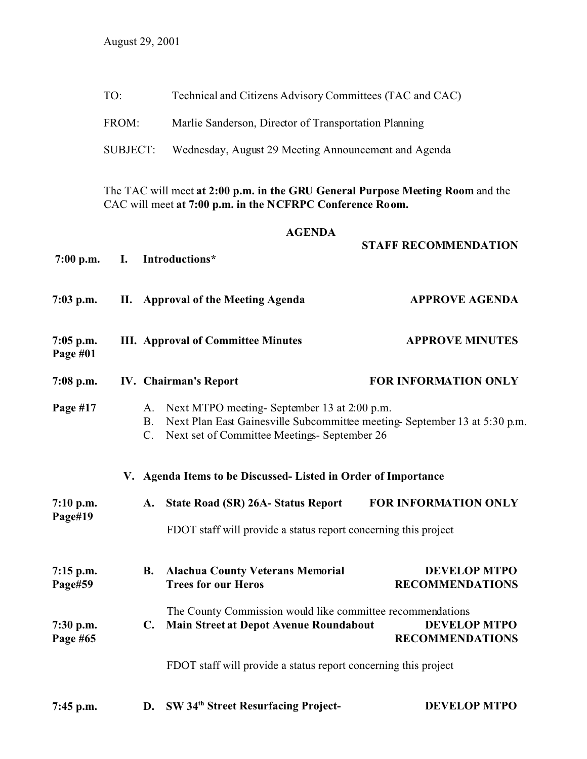August 29, 2001

TO: Technical and Citizens Advisory Committees (TAC and CAC)

FROM: Marlie Sanderson, Director of Transportation Planning

SUBJECT: Wednesday, August 29 Meeting Announcement and Agenda

The TAC will meet **at 2:00 p.m. in the GRU General Purpose Meeting Room** and the CAC will meet **at 7:00 p.m. in the NCFRPC Conference Room.**

## AGENDA

| | | | **STAFF RECOMMENDATION** |
|---|---|---|---|
| **7:00 p.m.** | **I.** | **Introductions*** | |
| **7:03 p.m.** | **II.** | **Approval of the Meeting Agenda** | **APPROVE AGENDA** |
| **7:05 p.m. Page #01** | **III.** | **Approval of Committee Minutes** | **APPROVE MINUTES** |
| **7:08 p.m.** | **IV.** | **Chairman's Report** | **FOR INFORMATION ONLY** |

**Page #17**

A. Next MTPO meeting- September 13 at 2:00 p.m.
B. Next Plan East Gainesville Subcommittee meeting- September 13 at 5:30 p.m.
C. Next set of Committee Meetings- September 26

**V. Agenda Items to be Discussed- Listed in Order of Importance**

**7:10 p.m. Page#19** — **A. State Road (SR) 26A- Status Report** — **FOR INFORMATION ONLY**

FDOT staff will provide a status report concerning this project

**7:15 p.m. Page#59** — **B. Alachua County Veterans Memorial Trees for our Heros** — **DEVELOP MTPO RECOMMENDATIONS**

The County Commission would like committee recommendations

**7:30 p.m. Page #65** — **C. Main Street at Depot Avenue Roundabout** — **DEVELOP MTPO RECOMMENDATIONS**

FDOT staff will provide a status report concerning this project

**7:45 p.m.** — **D. SW 34th Street Resurfacing Project-** — **DEVELOP MTPO**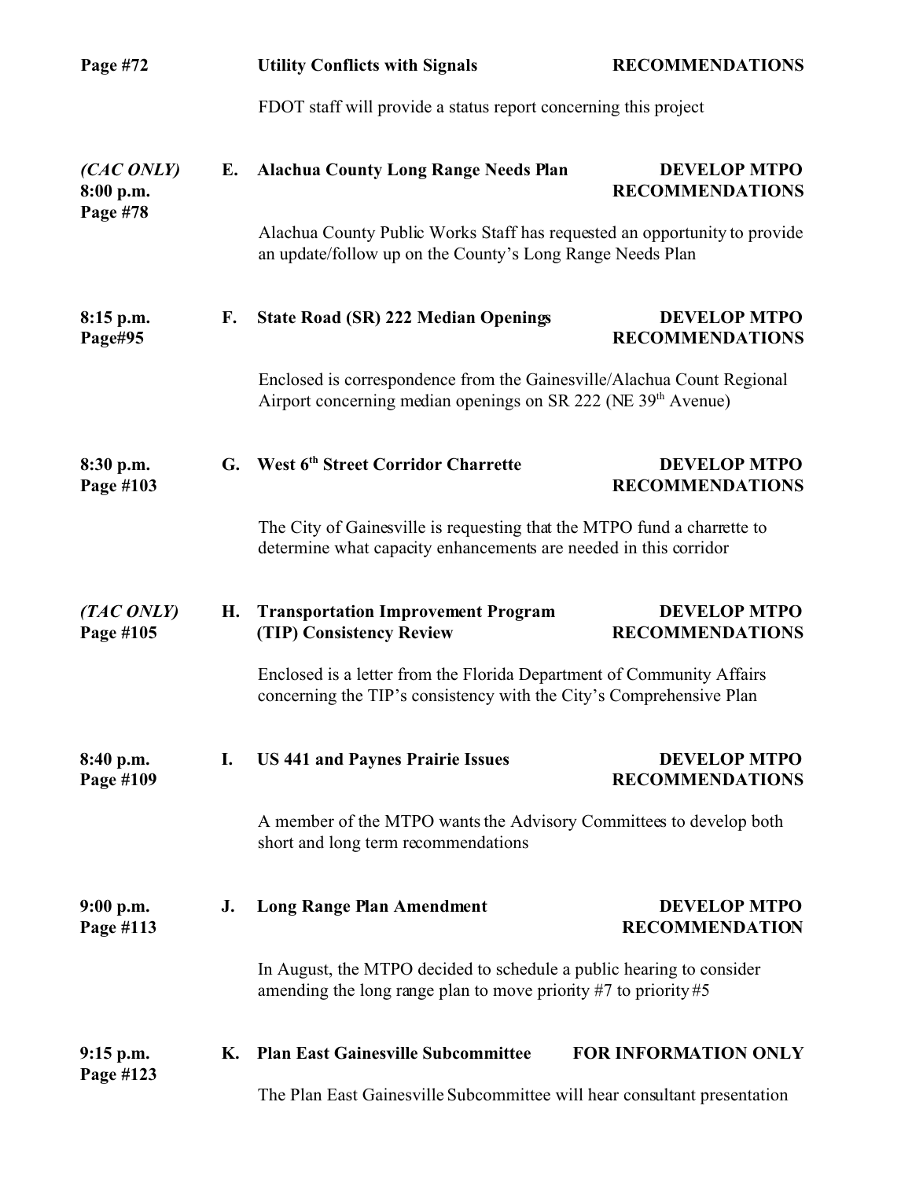**Page #72** **Utility Conflicts with Signals** **RECOMMENDATIONS**

FDOT staff will provide a status report concerning this project

***(CAC ONLY)*** **8:00 p.m.** **Page #78**

**E. Alachua County Long Range Needs Plan** **DEVELOP MTPO RECOMMENDATIONS**

Alachua County Public Works Staff has requested an opportunity to provide an update/follow up on the County's Long Range Needs Plan

**8:15 p.m.** **Page#95**

**F. State Road (SR) 222 Median Openings** **DEVELOP MTPO RECOMMENDATIONS**

Enclosed is correspondence from the Gainesville/Alachua Count Regional Airport concerning median openings on SR 222 (NE 39th Avenue)

**8:30 p.m.** **Page #103**

**G. West 6th Street Corridor Charrette** **DEVELOP MTPO RECOMMENDATIONS**

The City of Gainesville is requesting that the MTPO fund a charrette to determine what capacity enhancements are needed in this corridor

***(TAC ONLY)*** **Page #105**

**H. Transportation Improvement Program (TIP) Consistency Review** **DEVELOP MTPO RECOMMENDATIONS**

Enclosed is a letter from the Florida Department of Community Affairs concerning the TIP's consistency with the City's Comprehensive Plan

**8:40 p.m.** **Page #109**

**I. US 441 and Paynes Prairie Issues** **DEVELOP MTPO RECOMMENDATIONS**

A member of the MTPO wants the Advisory Committees to develop both short and long term recommendations

**9:00 p.m.** **Page #113**

**J. Long Range Plan Amendment** **DEVELOP MTPO RECOMMENDATION**

In August, the MTPO decided to schedule a public hearing to consider amending the long range plan to move priority #7 to priority #5

**9:15 p.m.** **Page #123**

**K. Plan East Gainesville Subcommittee** **FOR INFORMATION ONLY**

The Plan East Gainesville Subcommittee will hear consultant presentation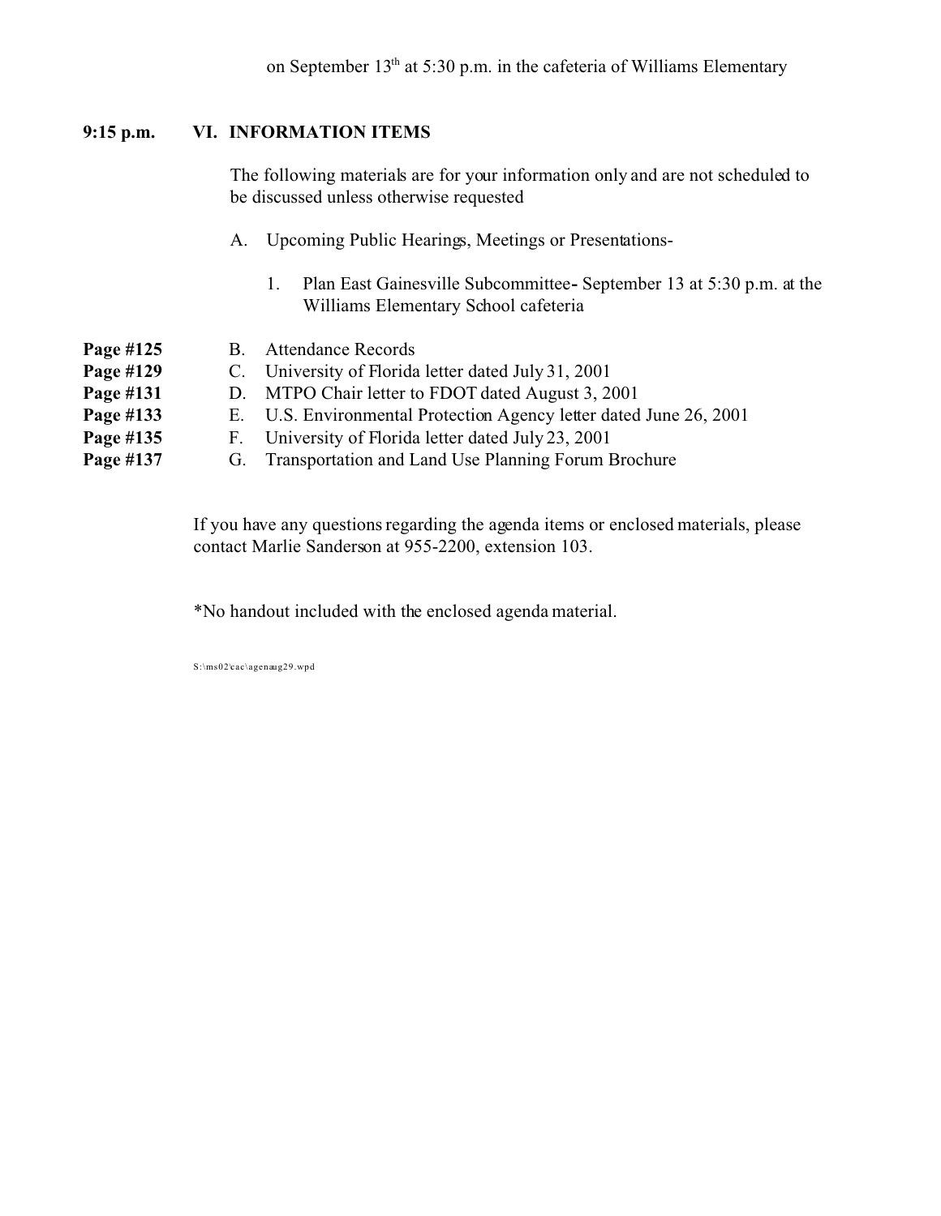on September 13th at 5:30 p.m. in the cafeteria of Williams Elementary

**9:15 p.m.** **VI. INFORMATION ITEMS**

The following materials are for your information only and are not scheduled to be discussed unless otherwise requested

A. Upcoming Public Hearings, Meetings or Presentations-

1. Plan East Gainesville Subcommittee- September 13 at 5:30 p.m. at the Williams Elementary School cafeteria

**Page #125** B. Attendance Records
**Page #129** C. University of Florida letter dated July 31, 2001
**Page #131** D. MTPO Chair letter to FDOT dated August 3, 2001
**Page #133** E. U.S. Environmental Protection Agency letter dated June 26, 2001
**Page #135** F. University of Florida letter dated July 23, 2001
**Page #137** G. Transportation and Land Use Planning Forum Brochure

If you have any questions regarding the agenda items or enclosed materials, please contact Marlie Sanderson at 955-2200, extension 103.

*No handout included with the enclosed agenda material.

S:\ms02\cac\agenaug29.wpd